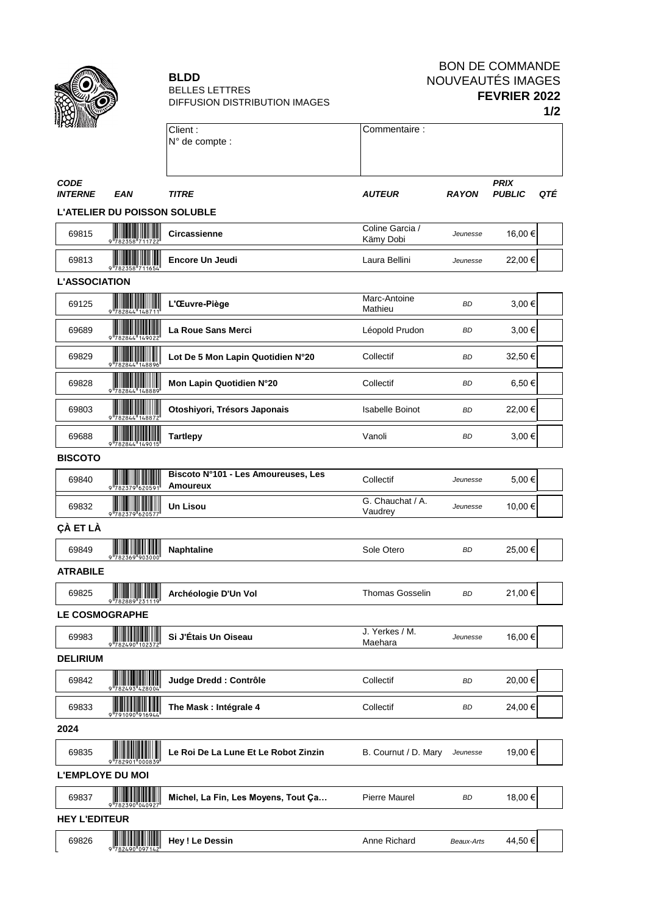**BLDD**
BELLES LETTRES
DIFFUSION DISTRIBUTION IMAGES

BON DE COMMANDE
NOUVEAUTÉS IMAGES
**FEVRIER 2022**
**1/2**

| Client : N° de compte : | Commentaire : |
|---|---|

| CODE INTERNE | EAN | TITRE | AUTEUR | RAYON | PRIX PUBLIC | QTÉ |
|---|---|---|---|---|---|---|
| **L'ATELIER DU POISSON SOLUBLE** | | | | | | |
| 69815 | 9782358711722 | **Circassienne** | Coline Garcia / Kämy Dobi | *Jeunesse* | 16,00 € | |
| 69813 | 9782358711654 | **Encore Un Jeudi** | Laura Bellini | *Jeunesse* | 22,00 € | |
| **L'ASSOCIATION** | | | | | | |
| 69125 | 9782844148711 | **L'Œuvre-Piège** | Marc-Antoine Mathieu | *BD* | 3,00 € | |
| 69689 | 9782844149022 | **La Roue Sans Merci** | Léopold Prudon | *BD* | 3,00 € | |
| 69829 | 9782844148896 | **Lot De 5 Mon Lapin Quotidien N°20** | Collectif | *BD* | 32,50 € | |
| 69828 | 9782844148889 | **Mon Lapin Quotidien N°20** | Collectif | *BD* | 6,50 € | |
| 69803 | 9782844148872 | **Otoshiyori, Trésors Japonais** | Isabelle Boinot | *BD* | 22,00 € | |
| 69688 | 9782844149015 | **Tartlepy** | Vanoli | *BD* | 3,00 € | |
| **BISCOTO** | | | | | | |
| 69840 | 9782379620591 | **Biscoto N°101 - Les Amoureuses, Les Amoureux** | Collectif | *Jeunesse* | 5,00 € | |
| 69832 | 9782379620577 | **Un Lisou** | G. Chauchat / A. Vaudrey | *Jeunesse* | 10,00 € | |
| **ÇÀ ET LÀ** | | | | | | |
| 69849 | 9782369903000 | **Naphtaline** | Sole Otero | *BD* | 25,00 € | |
| **ATRABILE** | | | | | | |
| 69825 | 9782889231119 | **Archéologie D'Un Vol** | Thomas Gosselin | *BD* | 21,00 € | |
| **LE COSMOGRAPHE** | | | | | | |
| 69983 | 9782490102372 | **Si J'Étais Un Oiseau** | J. Yerkes / M. Maehara | *Jeunesse* | 16,00 € | |
| **DELIRIUM** | | | | | | |
| 69842 | 9782493428004 | **Judge Dredd : Contrôle** | Collectif | *BD* | 20,00 € | |
| 69833 | 9791090916944 | **The Mask : Intégrale 4** | Collectif | *BD* | 24,00 € | |
| **2024** | | | | | | |
| 69835 | 9782901000839 | **Le Roi De La Lune Et Le Robot Zinzin** | B. Cournut / D. Mary | *Jeunesse* | 19,00 € | |
| **L'EMPLOYE DU MOI** | | | | | | |
| 69837 | 9782390040927 | **Michel, La Fin, Les Moyens, Tout Ça…** | Pierre Maurel | *BD* | 18,00 € | |
| **HEY L'EDITEUR** | | | | | | |
| 69826 | 9782490097142 | **Hey ! Le Dessin** | Anne Richard | *Beaux-Arts* | 44,50 € | |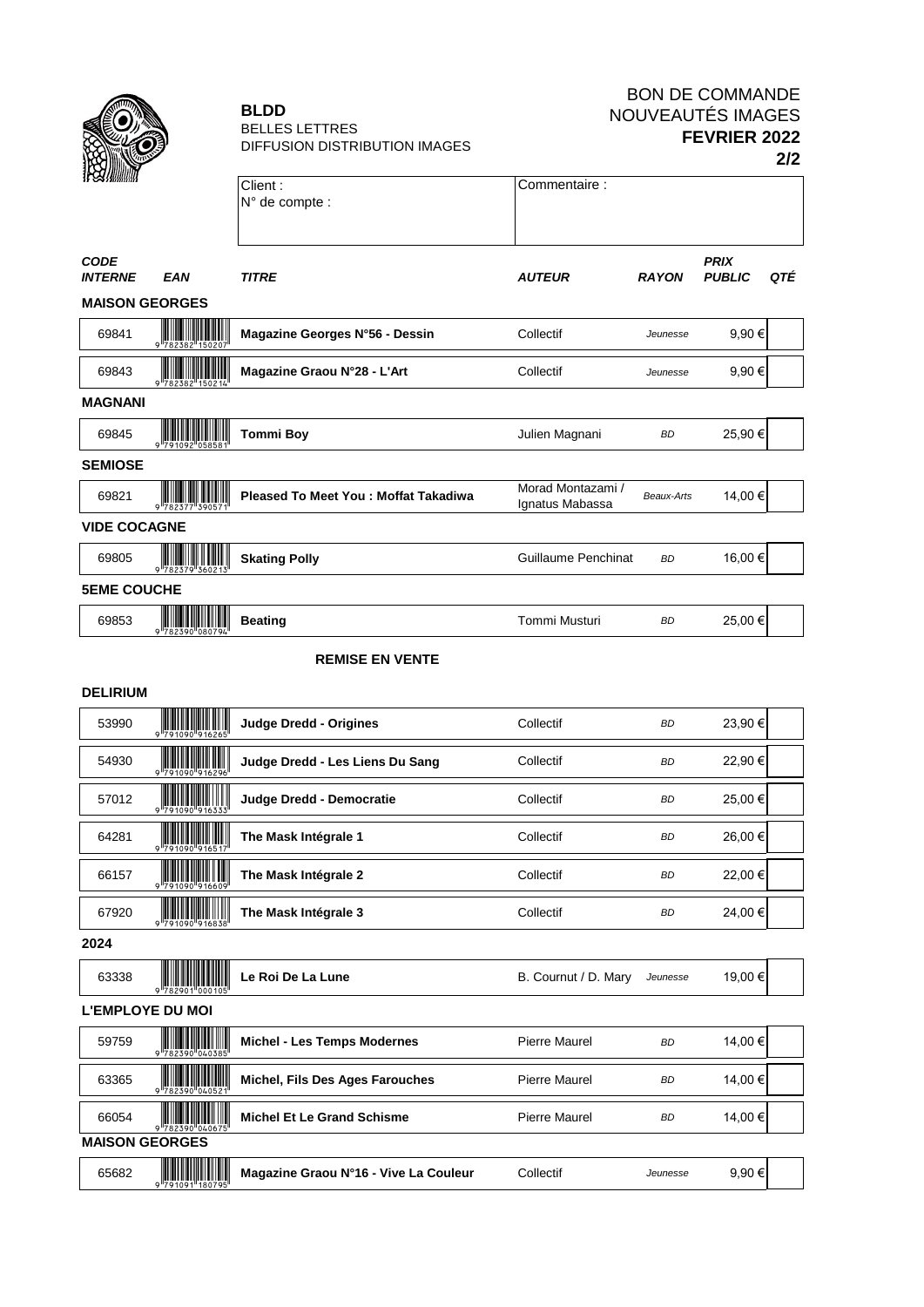**BLDD**
BELLES LETTRES
DIFFUSION DISTRIBUTION IMAGES

BON DE COMMANDE
NOUVEAUTÉS IMAGES
**FEVRIER 2022**
**2/2**

| Client :<br>N° de compte : | Commentaire : |
|---|---|

| *CODE INTERNE* | *EAN* | *TITRE* | *AUTEUR* | *RAYON* | *PRIX PUBLIC* | *QTÉ* |
|---|---|---|---|---|---|---|
| **MAISON GEORGES** | | | | | | |
| 69841 | 9782382150207 | **Magazine Georges N°56 - Dessin** | Collectif | *Jeunesse* | 9,90 € | |
| 69843 | 9782382150214 | **Magazine Graou N°28 - L'Art** | Collectif | *Jeunesse* | 9,90 € | |
| **MAGNANI** | | | | | | |
| 69845 | 9791092058581 | **Tommi Boy** | Julien Magnani | *BD* | 25,90 € | |
| **SEMIOSE** | | | | | | |
| 69821 | 9782377390571 | **Pleased To Meet You : Moffat Takadiwa** | Morad Montazami / Ignatus Mabassa | *Beaux-Arts* | 14,00 € | |
| **VIDE COCAGNE** | | | | | | |
| 69805 | 9782379360213 | **Skating Polly** | Guillaume Penchinat | *BD* | 16,00 € | |
| **5EME COUCHE** | | | | | | |
| 69853 | 9782390080794 | **Beating** | Tommi Musturi | *BD* | 25,00 € | |

**REMISE EN VENTE**

| *CODE INTERNE* | *EAN* | *TITRE* | *AUTEUR* | *RAYON* | *PRIX PUBLIC* | *QTÉ* |
|---|---|---|---|---|---|---|
| **DELIRIUM** | | | | | | |
| 53990 | 9791090916265 | **Judge Dredd - Origines** | Collectif | *BD* | 23,90 € | |
| 54930 | 9791090916296 | **Judge Dredd - Les Liens Du Sang** | Collectif | *BD* | 22,90 € | |
| 57012 | 9791090916333 | **Judge Dredd - Democratie** | Collectif | *BD* | 25,00 € | |
| 64281 | 9791090916517 | **The Mask Intégrale 1** | Collectif | *BD* | 26,00 € | |
| 66157 | 9791090916609 | **The Mask Intégrale 2** | Collectif | *BD* | 22,00 € | |
| 67920 | 9791090916838 | **The Mask Intégrale 3** | Collectif | *BD* | 24,00 € | |
| **2024** | | | | | | |
| 63338 | 9782901000105 | **Le Roi De La Lune** | B. Cournut / D. Mary | *Jeunesse* | 19,00 € | |
| **L'EMPLOYE DU MOI** | | | | | | |
| 59759 | 9782390040385 | **Michel - Les Temps Modernes** | Pierre Maurel | *BD* | 14,00 € | |
| 63365 | 9782390040521 | **Michel, Fils Des Ages Farouches** | Pierre Maurel | *BD* | 14,00 € | |
| 66054 | 9782390040675 | **Michel Et Le Grand Schisme** | Pierre Maurel | *BD* | 14,00 € | |
| **MAISON GEORGES** | | | | | | |
| 65682 | 9791091180795 | **Magazine Graou N°16 - Vive La Couleur** | Collectif | *Jeunesse* | 9,90 € | |